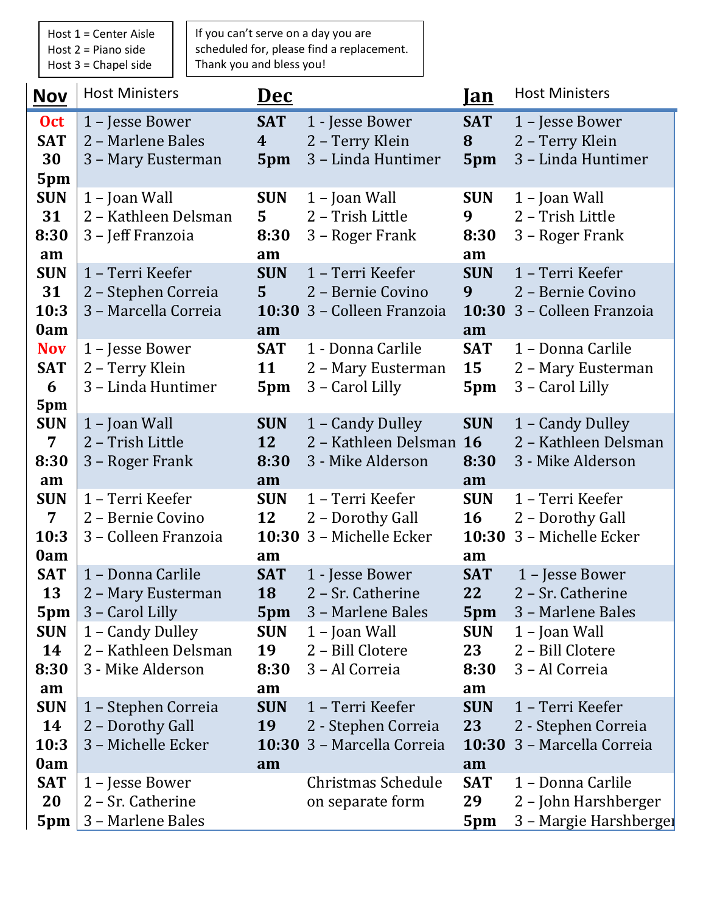| Host 1 = Center Aisle |
|---|
| Host 2 = Piano side |
| Host 3 = Chapel side |

If you can't serve on a day you are scheduled for, please find a replacement. Thank you and bless you!

| Nov | Host Ministers | Dec | | Jan | Host Ministers |
|---|---|---|---|---|---|
| **Oct SAT 30 5pm** | 1 – Jesse Bower<br>2 – Marlene Bales<br>3 – Mary Eusterman | **SAT 4 5pm** | 1 - Jesse Bower<br>2 – Terry Klein<br>3 – Linda Huntimer | **SAT 8 5pm** | 1 – Jesse Bower<br>2 – Terry Klein<br>3 – Linda Huntimer |
| **SUN 31 8:30 am** | 1 – Joan Wall<br>2 – Kathleen Delsman<br>3 – Jeff Franzoia | **SUN 5 8:30 am** | 1 – Joan Wall<br>2 – Trish Little<br>3 – Roger Frank | **SUN 9 8:30 am** | 1 – Joan Wall<br>2 – Trish Little<br>3 – Roger Frank |
| **SUN 31 10:30am** | 1 – Terri Keefer<br>2 – Stephen Correia<br>3 – Marcella Correia | **SUN 5 10:30 am** | 1 – Terri Keefer<br>2 – Bernie Covino<br>3 – Colleen Franzoia | **SUN 9 10:30 am** | 1 – Terri Keefer<br>2 – Bernie Covino<br>3 – Colleen Franzoia |
| **Nov SAT 6 5pm** | 1 – Jesse Bower<br>2 – Terry Klein<br>3 – Linda Huntimer | **SAT 11 5pm** | 1 - Donna Carlile<br>2 – Mary Eusterman<br>3 – Carol Lilly | **SAT 15 5pm** | 1 – Donna Carlile<br>2 – Mary Eusterman<br>3 – Carol Lilly |
| **SUN 7 8:30 am** | 1 – Joan Wall<br>2 – Trish Little<br>3 – Roger Frank | **SUN 12 8:30 am** | 1 – Candy Dulley<br>2 – Kathleen Delsman<br>3 - Mike Alderson | **SUN 16 8:30 am** | 1 – Candy Dulley<br>2 – Kathleen Delsman<br>3 - Mike Alderson |
| **SUN 7 10:30am** | 1 – Terri Keefer<br>2 – Bernie Covino<br>3 – Colleen Franzoia | **SUN 12 10:30 am** | 1 – Terri Keefer<br>2 – Dorothy Gall<br>3 – Michelle Ecker | **SUN 16 10:30 am** | 1 – Terri Keefer<br>2 – Dorothy Gall<br>3 – Michelle Ecker |
| **SAT 13 5pm** | 1 – Donna Carlile<br>2 – Mary Eusterman<br>3 – Carol Lilly | **SAT 18 5pm** | 1 - Jesse Bower<br>2 – Sr. Catherine<br>3 – Marlene Bales | **SAT 22 5pm** | 1 – Jesse Bower<br>2 – Sr. Catherine<br>3 – Marlene Bales |
| **SUN 14 8:30 am** | 1 – Candy Dulley<br>2 – Kathleen Delsman<br>3 - Mike Alderson | **SUN 19 8:30 am** | 1 – Joan Wall<br>2 – Bill Clotere<br>3 – Al Correia | **SUN 23 8:30 am** | 1 – Joan Wall<br>2 – Bill Clotere<br>3 – Al Correia |
| **SUN 14 10:30am** | 1 – Stephen Correia<br>2 – Dorothy Gall<br>3 – Michelle Ecker | **SUN 19 10:30 am** | 1 – Terri Keefer<br>2 - Stephen Correia<br>3 – Marcella Correia | **SUN 23 10:30 am** | 1 – Terri Keefer<br>2 - Stephen Correia<br>3 – Marcella Correia |
| **SAT 20 5pm** | 1 – Jesse Bower<br>2 – Sr. Catherine<br>3 – Marlene Bales | | Christmas Schedule on separate form | **SAT 29 5pm** | 1 – Donna Carlile<br>2 – John Harshberger<br>3 – Margie Harshberger |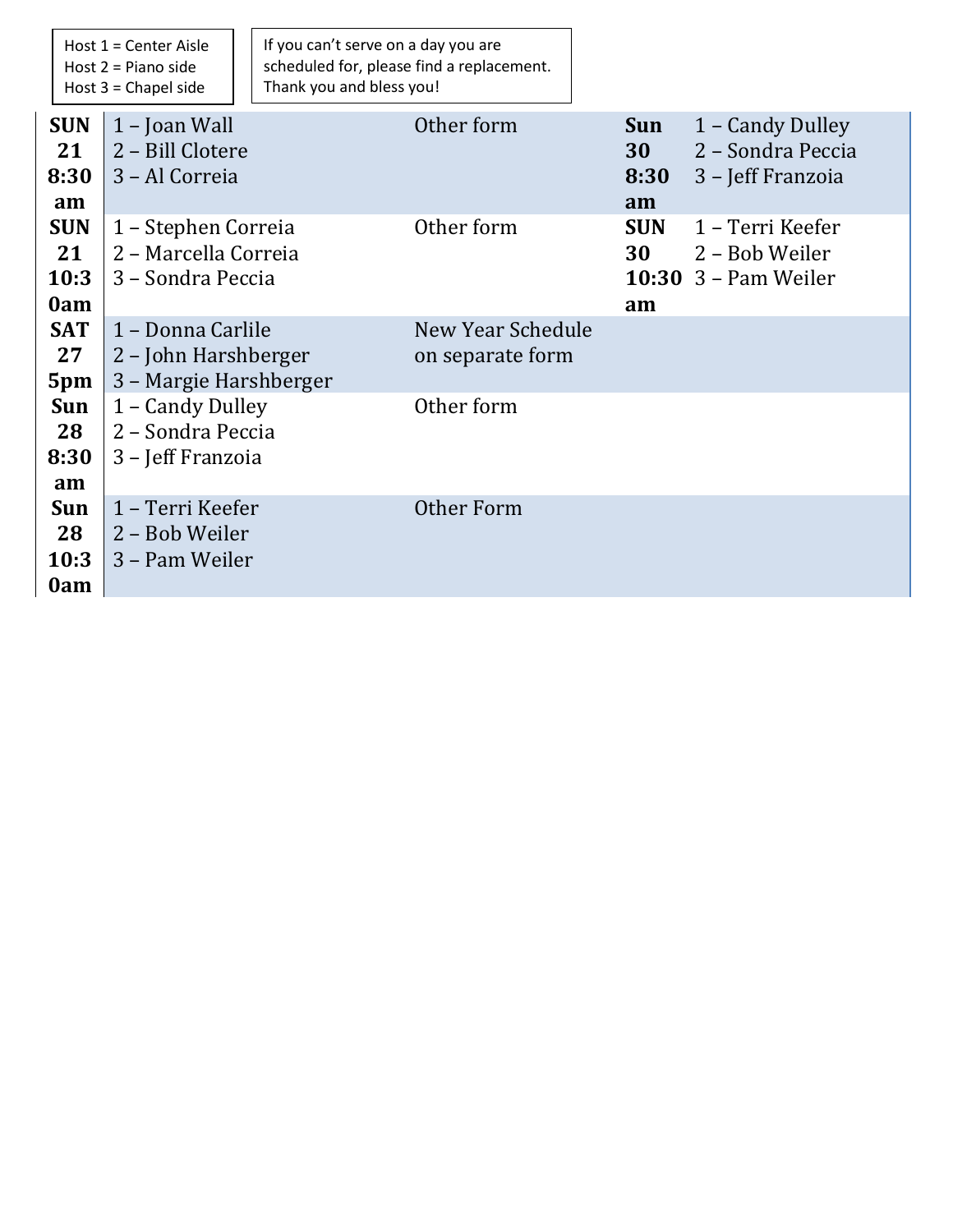Host 1 = Center Aisle
Host 2 = Piano side
Host 3 = Chapel side

If you can't serve on a day you are scheduled for, please find a replacement. Thank you and bless you!

| | | | | |
|---|---|---|---|---|
| **SUN 21 8:30 am** | 1 – Joan Wall<br>2 – Bill Clotere<br>3 – Al Correia | Other form | **Sun 30 8:30 am** | 1 – Candy Dulley<br>2 – Sondra Peccia<br>3 – Jeff Franzoia |
| **SUN 21 10:30am** | 1 – Stephen Correia<br>2 – Marcella Correia<br>3 – Sondra Peccia | Other form | **SUN 30 10:30 am** | 1 – Terri Keefer<br>2 – Bob Weiler<br>3 – Pam Weiler |
| **SAT 27 5pm** | 1 – Donna Carlile<br>2 – John Harshberger<br>3 – Margie Harshberger | New Year Schedule on separate form | | |
| **Sun 28 8:30 am** | 1 – Candy Dulley<br>2 – Sondra Peccia<br>3 – Jeff Franzoia | Other form | | |
| **Sun 28 10:30am** | 1 – Terri Keefer<br>2 – Bob Weiler<br>3 – Pam Weiler | Other Form | | |